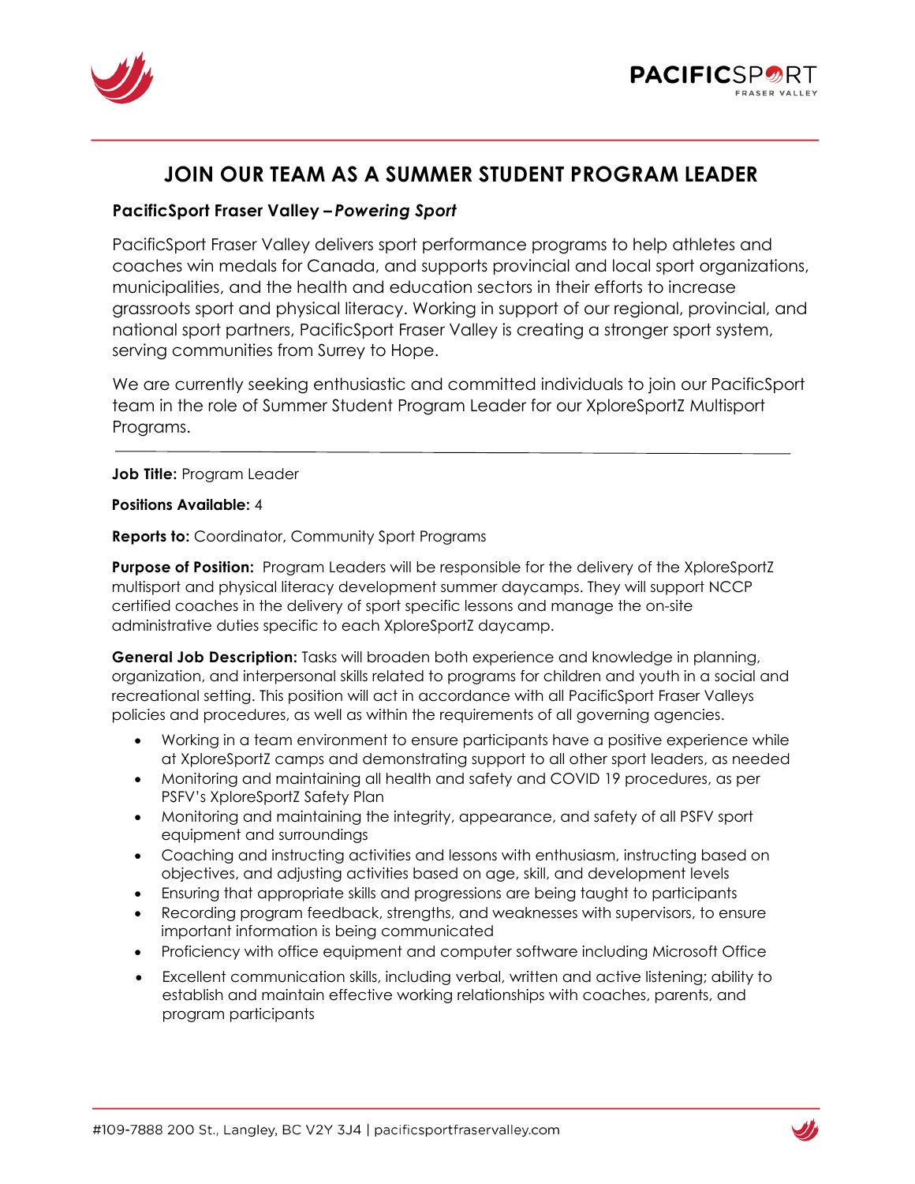# JOIN OUR TEAM AS A SUMMER STUDENT PROGRAM LEADER

**PacificSport Fraser Valley –** ***Powering Sport***

PacificSport Fraser Valley delivers sport performance programs to help athletes and coaches win medals for Canada, and supports provincial and local sport organizations, municipalities, and the health and education sectors in their efforts to increase grassroots sport and physical literacy. Working in support of our regional, provincial, and national sport partners, PacificSport Fraser Valley is creating a stronger sport system, serving communities from Surrey to Hope.

We are currently seeking enthusiastic and committed individuals to join our PacificSport team in the role of Summer Student Program Leader for our XploreSportZ Multisport Programs.

---

**Job Title:** Program Leader

**Positions Available:** 4

**Reports to:** Coordinator, Community Sport Programs

**Purpose of Position:** Program Leaders will be responsible for the delivery of the XploreSportZ multisport and physical literacy development summer daycamps. They will support NCCP certified coaches in the delivery of sport specific lessons and manage the on-site administrative duties specific to each XploreSportZ daycamp.

**General Job Description:** Tasks will broaden both experience and knowledge in planning, organization, and interpersonal skills related to programs for children and youth in a social and recreational setting. This position will act in accordance with all PacificSport Fraser Valleys policies and procedures, as well as within the requirements of all governing agencies.

- Working in a team environment to ensure participants have a positive experience while at XploreSportZ camps and demonstrating support to all other sport leaders, as needed
- Monitoring and maintaining all health and safety and COVID 19 procedures, as per PSFV's XploreSportZ Safety Plan
- Monitoring and maintaining the integrity, appearance, and safety of all PSFV sport equipment and surroundings
- Coaching and instructing activities and lessons with enthusiasm, instructing based on objectives, and adjusting activities based on age, skill, and development levels
- Ensuring that appropriate skills and progressions are being taught to participants
- Recording program feedback, strengths, and weaknesses with supervisors, to ensure important information is being communicated
- Proficiency with office equipment and computer software including Microsoft Office
- Excellent communication skills, including verbal, written and active listening; ability to establish and maintain effective working relationships with coaches, parents, and program participants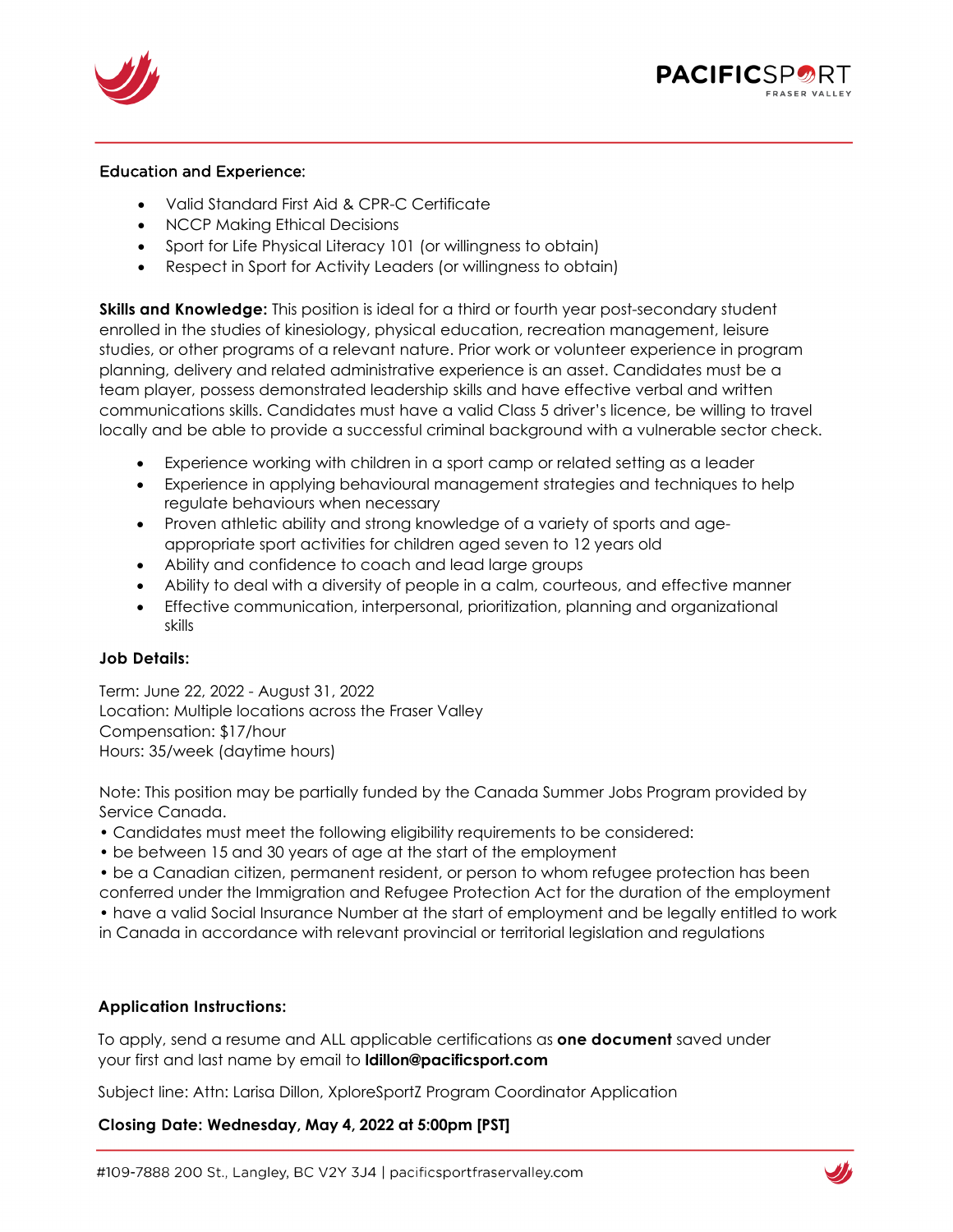### Education and Experience:

- Valid Standard First Aid & CPR-C Certificate
- NCCP Making Ethical Decisions
- Sport for Life Physical Literacy 101 (or willingness to obtain)
- Respect in Sport for Activity Leaders (or willingness to obtain)

**Skills and Knowledge:** This position is ideal for a third or fourth year post-secondary student enrolled in the studies of kinesiology, physical education, recreation management, leisure studies, or other programs of a relevant nature. Prior work or volunteer experience in program planning, delivery and related administrative experience is an asset. Candidates must be a team player, possess demonstrated leadership skills and have effective verbal and written communications skills. Candidates must have a valid Class 5 driver's licence, be willing to travel locally and be able to provide a successful criminal background with a vulnerable sector check.

- Experience working with children in a sport camp or related setting as a leader
- Experience in applying behavioural management strategies and techniques to help regulate behaviours when necessary
- Proven athletic ability and strong knowledge of a variety of sports and age-appropriate sport activities for children aged seven to 12 years old
- Ability and confidence to coach and lead large groups
- Ability to deal with a diversity of people in a calm, courteous, and effective manner
- Effective communication, interpersonal, prioritization, planning and organizational skills

**Job Details:**

Term: June 22, 2022 - August 31, 2022
Location: Multiple locations across the Fraser Valley
Compensation: $17/hour
Hours: 35/week (daytime hours)

Note: This position may be partially funded by the Canada Summer Jobs Program provided by Service Canada.

- Candidates must meet the following eligibility requirements to be considered:
- be between 15 and 30 years of age at the start of the employment
- be a Canadian citizen, permanent resident, or person to whom refugee protection has been conferred under the Immigration and Refugee Protection Act for the duration of the employment
- have a valid Social Insurance Number at the start of employment and be legally entitled to work in Canada in accordance with relevant provincial or territorial legislation and regulations

**Application Instructions:**

To apply, send a resume and ALL applicable certifications as **one document** saved under your first and last name by email to **ldillon@pacificsport.com**

Subject line: Attn: Larisa Dillon, XploreSportZ Program Coordinator Application

**Closing Date: Wednesday, May 4, 2022 at 5:00pm [PST]**